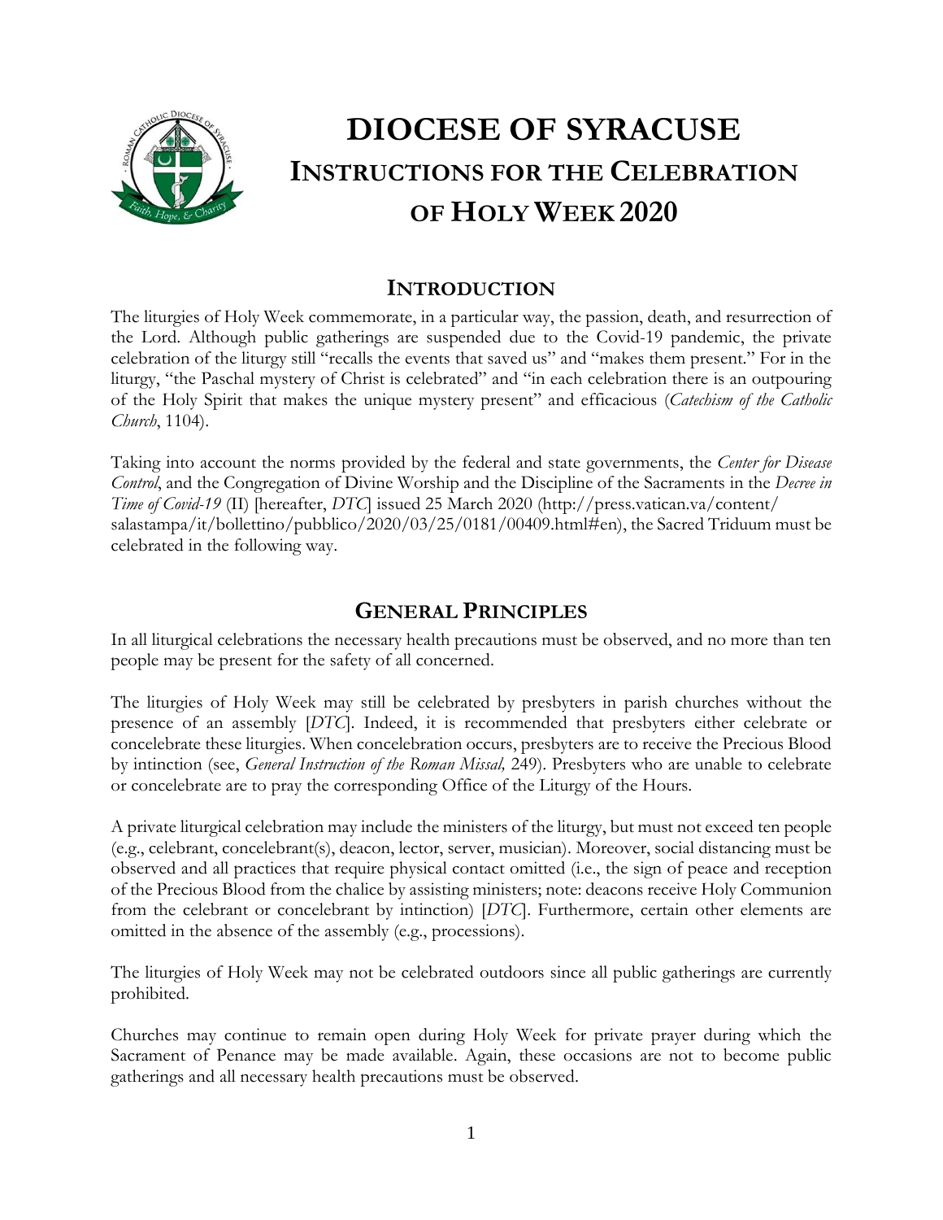# DIOCESE OF SYRACUSE

## INSTRUCTIONS FOR THE CELEBRATION OF HOLY WEEK 2020

## INTRODUCTION

The liturgies of Holy Week commemorate, in a particular way, the passion, death, and resurrection of the Lord. Although public gatherings are suspended due to the Covid-19 pandemic, the private celebration of the liturgy still "recalls the events that saved us" and "makes them present." For in the liturgy, "the Paschal mystery of Christ is celebrated" and "in each celebration there is an outpouring of the Holy Spirit that makes the unique mystery present" and efficacious (*Catechism of the Catholic Church*, 1104).

Taking into account the norms provided by the federal and state governments, the *Center for Disease Control*, and the Congregation of Divine Worship and the Discipline of the Sacraments in the *Decree in Time of Covid-19* (II) [hereafter, *DTC*] issued 25 March 2020 (http://press.vatican.va/content/salastampa/it/bollettino/pubblico/2020/03/25/0181/00409.html#en), the Sacred Triduum must be celebrated in the following way.

## GENERAL PRINCIPLES

In all liturgical celebrations the necessary health precautions must be observed, and no more than ten people may be present for the safety of all concerned.

The liturgies of Holy Week may still be celebrated by presbyters in parish churches without the presence of an assembly [*DTC*]. Indeed, it is recommended that presbyters either celebrate or concelebrate these liturgies. When concelebration occurs, presbyters are to receive the Precious Blood by intinction (see, *General Instruction of the Roman Missal,* 249). Presbyters who are unable to celebrate or concelebrate are to pray the corresponding Office of the Liturgy of the Hours.

A private liturgical celebration may include the ministers of the liturgy, but must not exceed ten people (e.g., celebrant, concelebrant(s), deacon, lector, server, musician). Moreover, social distancing must be observed and all practices that require physical contact omitted (i.e., the sign of peace and reception of the Precious Blood from the chalice by assisting ministers; note: deacons receive Holy Communion from the celebrant or concelebrant by intinction) [*DTC*]. Furthermore, certain other elements are omitted in the absence of the assembly (e.g., processions).

The liturgies of Holy Week may not be celebrated outdoors since all public gatherings are currently prohibited.

Churches may continue to remain open during Holy Week for private prayer during which the Sacrament of Penance may be made available. Again, these occasions are not to become public gatherings and all necessary health precautions must be observed.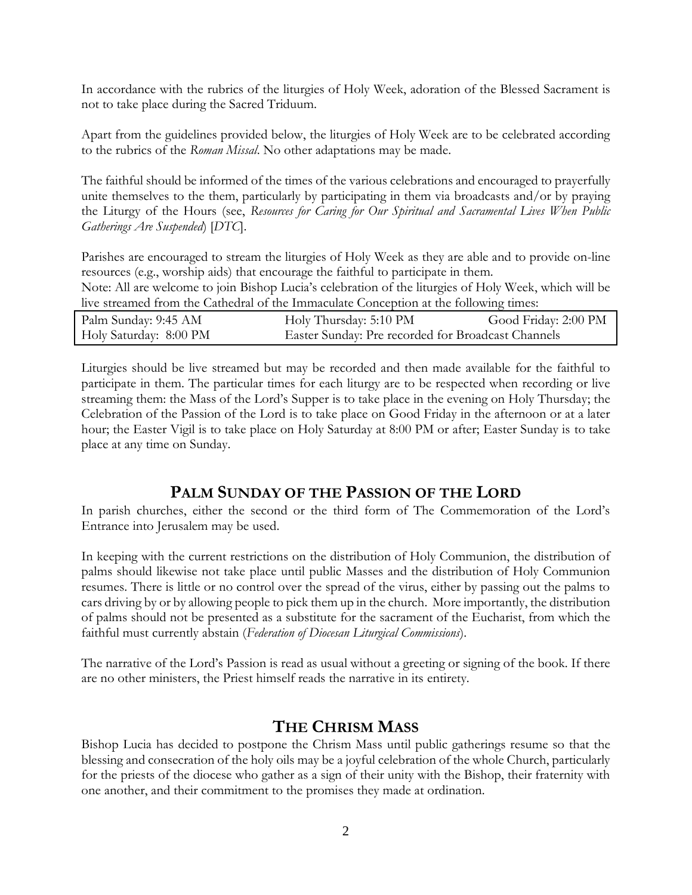In accordance with the rubrics of the liturgies of Holy Week, adoration of the Blessed Sacrament is not to take place during the Sacred Triduum.

Apart from the guidelines provided below, the liturgies of Holy Week are to be celebrated according to the rubrics of the *Roman Missal*. No other adaptations may be made.

The faithful should be informed of the times of the various celebrations and encouraged to prayerfully unite themselves to the them, particularly by participating in them via broadcasts and/or by praying the Liturgy of the Hours (see, *Resources for Caring for Our Spiritual and Sacramental Lives When Public Gatherings Are Suspended*) [*DTC*].

Parishes are encouraged to stream the liturgies of Holy Week as they are able and to provide on-line resources (e.g., worship aids) that encourage the faithful to participate in them.
Note: All are welcome to join Bishop Lucia's celebration of the liturgies of Holy Week, which will be live streamed from the Cathedral of the Immaculate Conception at the following times:

| Palm Sunday: 9:45 AM | Holy Thursday: 5:10 PM | Good Friday: 2:00 PM |
|---|---|---|
| Holy Saturday: 8:00 PM | Easter Sunday: Pre recorded for Broadcast Channels | |

Liturgies should be live streamed but may be recorded and then made available for the faithful to participate in them. The particular times for each liturgy are to be respected when recording or live streaming them: the Mass of the Lord's Supper is to take place in the evening on Holy Thursday; the Celebration of the Passion of the Lord is to take place on Good Friday in the afternoon or at a later hour; the Easter Vigil is to take place on Holy Saturday at 8:00 PM or after; Easter Sunday is to take place at any time on Sunday.

## PALM SUNDAY OF THE PASSION OF THE LORD

In parish churches, either the second or the third form of The Commemoration of the Lord's Entrance into Jerusalem may be used.

In keeping with the current restrictions on the distribution of Holy Communion, the distribution of palms should likewise not take place until public Masses and the distribution of Holy Communion resumes. There is little or no control over the spread of the virus, either by passing out the palms to cars driving by or by allowing people to pick them up in the church. More importantly, the distribution of palms should not be presented as a substitute for the sacrament of the Eucharist, from which the faithful must currently abstain (*Federation of Diocesan Liturgical Commissions*).

The narrative of the Lord's Passion is read as usual without a greeting or signing of the book. If there are no other ministers, the Priest himself reads the narrative in its entirety.

## THE CHRISM MASS

Bishop Lucia has decided to postpone the Chrism Mass until public gatherings resume so that the blessing and consecration of the holy oils may be a joyful celebration of the whole Church, particularly for the priests of the diocese who gather as a sign of their unity with the Bishop, their fraternity with one another, and their commitment to the promises they made at ordination.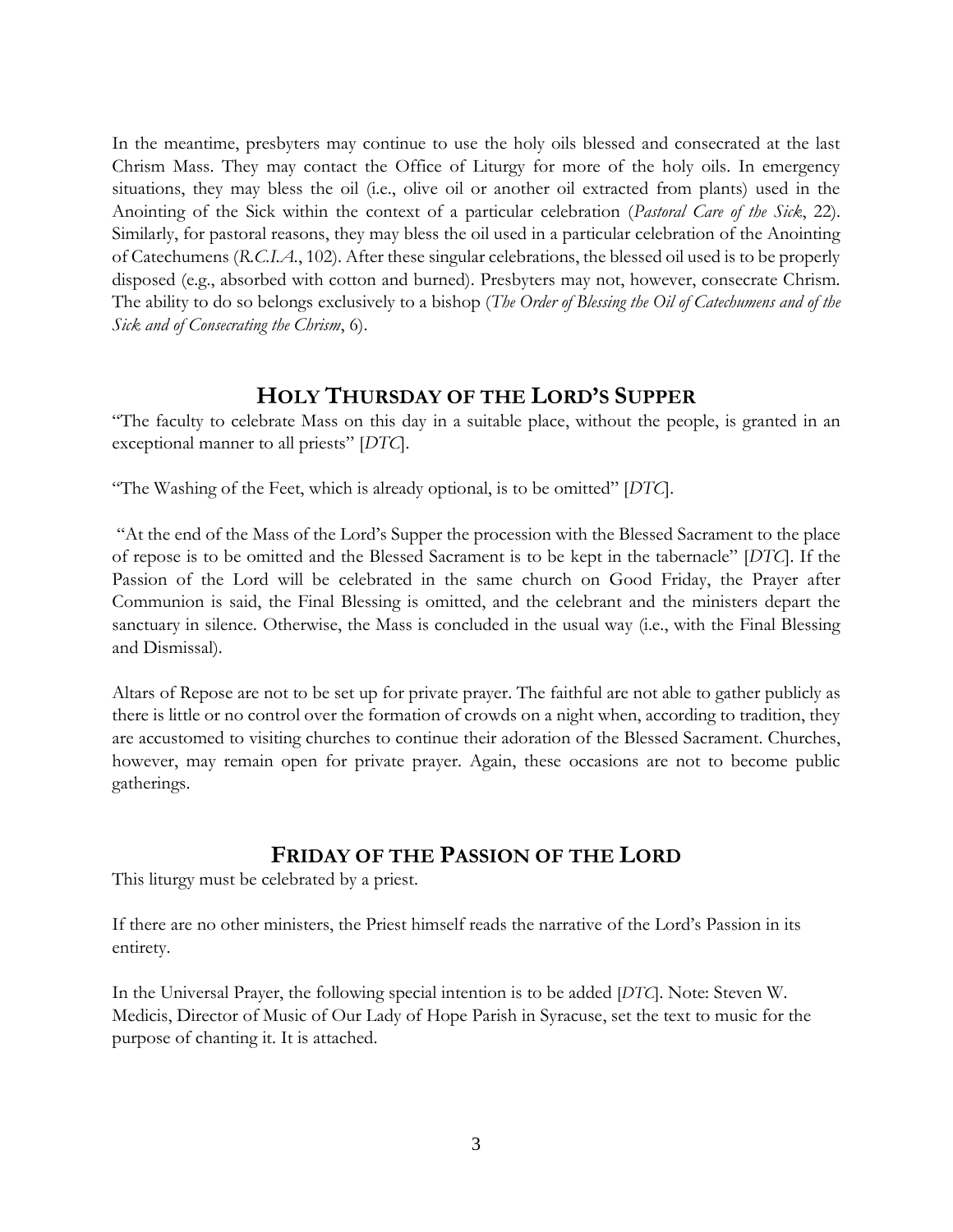In the meantime, presbyters may continue to use the holy oils blessed and consecrated at the last Chrism Mass. They may contact the Office of Liturgy for more of the holy oils. In emergency situations, they may bless the oil (i.e., olive oil or another oil extracted from plants) used in the Anointing of the Sick within the context of a particular celebration (*Pastoral Care of the Sick*, 22). Similarly, for pastoral reasons, they may bless the oil used in a particular celebration of the Anointing of Catechumens (*R.C.I.A.*, 102). After these singular celebrations, the blessed oil used is to be properly disposed (e.g., absorbed with cotton and burned). Presbyters may not, however, consecrate Chrism. The ability to do so belongs exclusively to a bishop (*The Order of Blessing the Oil of Catechumens and of the Sick and of Consecrating the Chrism*, 6).

## HOLY THURSDAY OF THE LORD'S SUPPER

"The faculty to celebrate Mass on this day in a suitable place, without the people, is granted in an exceptional manner to all priests" [*DTC*].

"The Washing of the Feet, which is already optional, is to be omitted" [*DTC*].

"At the end of the Mass of the Lord's Supper the procession with the Blessed Sacrament to the place of repose is to be omitted and the Blessed Sacrament is to be kept in the tabernacle" [*DTC*]. If the Passion of the Lord will be celebrated in the same church on Good Friday, the Prayer after Communion is said, the Final Blessing is omitted, and the celebrant and the ministers depart the sanctuary in silence. Otherwise, the Mass is concluded in the usual way (i.e., with the Final Blessing and Dismissal).

Altars of Repose are not to be set up for private prayer. The faithful are not able to gather publicly as there is little or no control over the formation of crowds on a night when, according to tradition, they are accustomed to visiting churches to continue their adoration of the Blessed Sacrament. Churches, however, may remain open for private prayer. Again, these occasions are not to become public gatherings.

## FRIDAY OF THE PASSION OF THE LORD

This liturgy must be celebrated by a priest.

If there are no other ministers, the Priest himself reads the narrative of the Lord's Passion in its entirety.

In the Universal Prayer, the following special intention is to be added [*DTC*]. Note: Steven W. Medicis, Director of Music of Our Lady of Hope Parish in Syracuse, set the text to music for the purpose of chanting it. It is attached.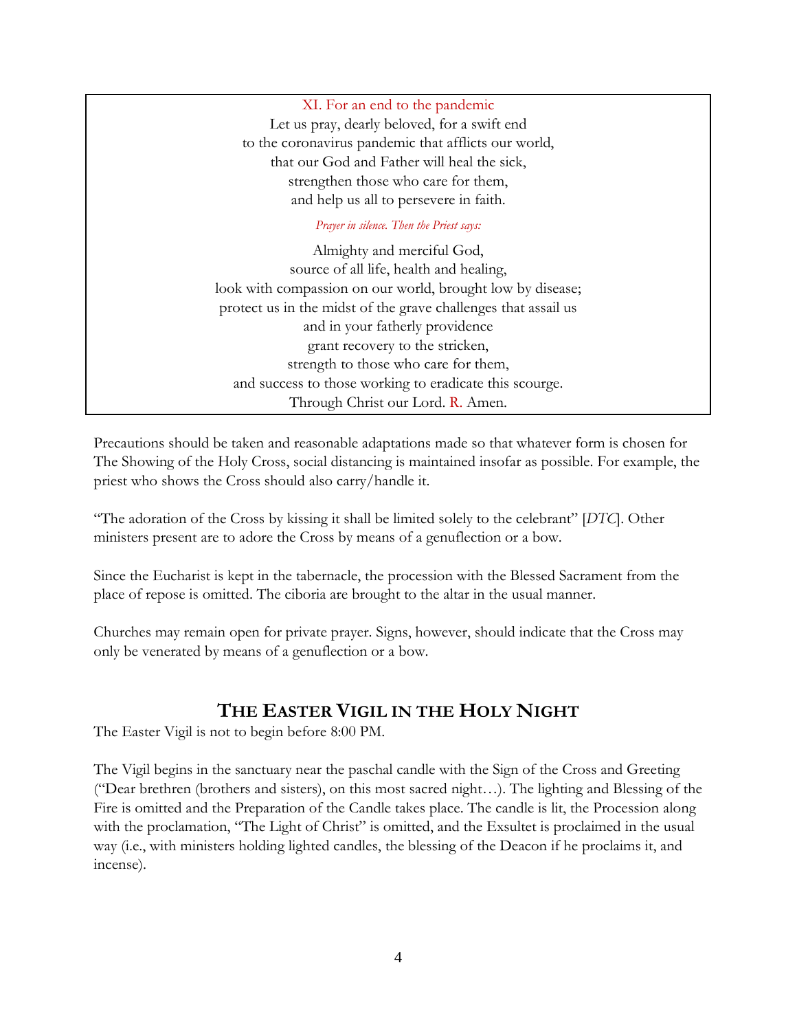XI. For an end to the pandemic

Let us pray, dearly beloved, for a swift end
to the coronavirus pandemic that afflicts our world,
that our God and Father will heal the sick,
strengthen those who care for them,
and help us all to persevere in faith.

*Prayer in silence. Then the Priest says:*

Almighty and merciful God,
source of all life, health and healing,
look with compassion on our world, brought low by disease;
protect us in the midst of the grave challenges that assail us
and in your fatherly providence
grant recovery to the stricken,
strength to those who care for them,
and success to those working to eradicate this scourge.
Through Christ our Lord. R. Amen.

Precautions should be taken and reasonable adaptations made so that whatever form is chosen for The Showing of the Holy Cross, social distancing is maintained insofar as possible. For example, the priest who shows the Cross should also carry/handle it.

"The adoration of the Cross by kissing it shall be limited solely to the celebrant" [*DTC*]. Other ministers present are to adore the Cross by means of a genuflection or a bow.

Since the Eucharist is kept in the tabernacle, the procession with the Blessed Sacrament from the place of repose is omitted. The ciboria are brought to the altar in the usual manner.

Churches may remain open for private prayer. Signs, however, should indicate that the Cross may only be venerated by means of a genuflection or a bow.

## THE EASTER VIGIL IN THE HOLY NIGHT

The Easter Vigil is not to begin before 8:00 PM.

The Vigil begins in the sanctuary near the paschal candle with the Sign of the Cross and Greeting ("Dear brethren (brothers and sisters), on this most sacred night…). The lighting and Blessing of the Fire is omitted and the Preparation of the Candle takes place. The candle is lit, the Procession along with the proclamation, "The Light of Christ" is omitted, and the Exsultet is proclaimed in the usual way (i.e., with ministers holding lighted candles, the blessing of the Deacon if he proclaims it, and incense).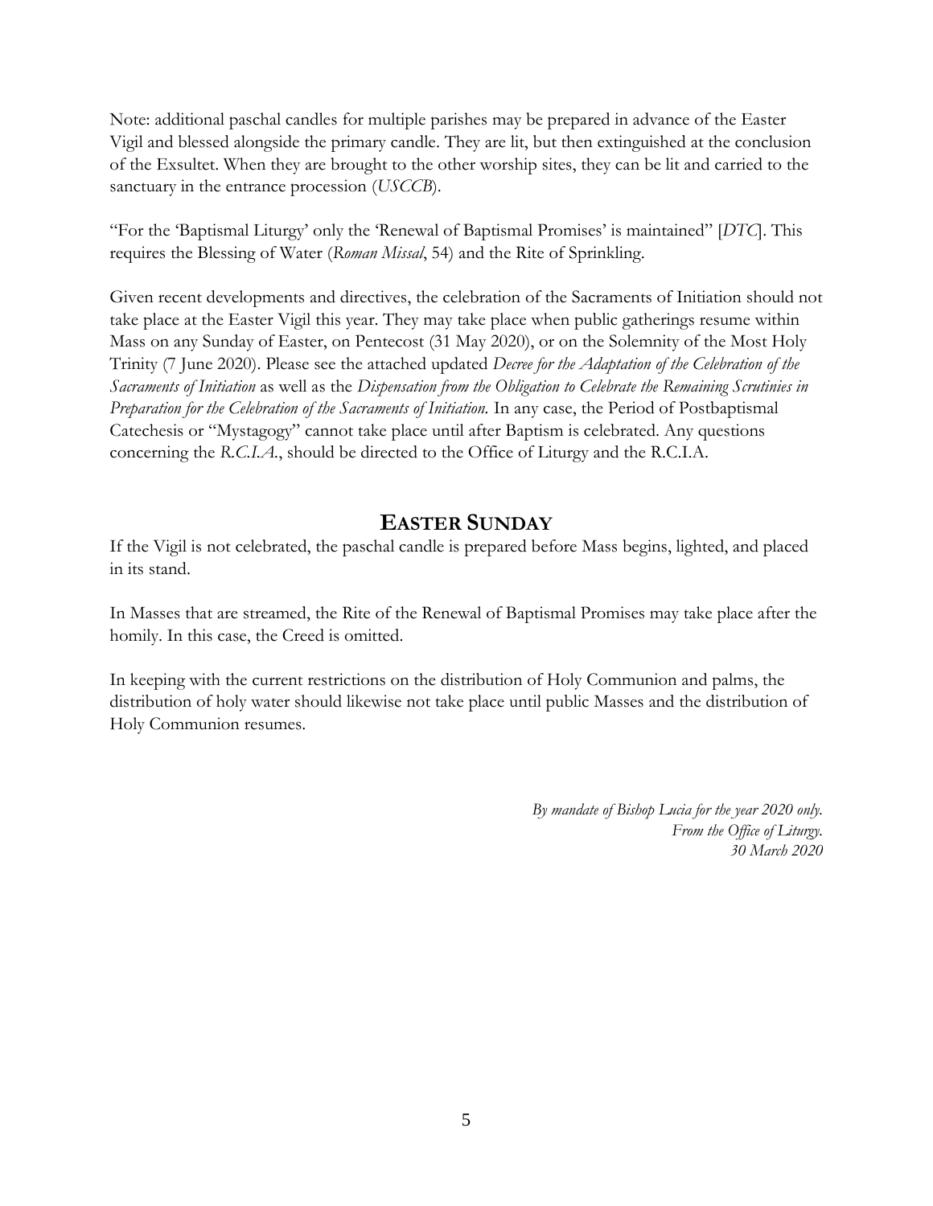Note: additional paschal candles for multiple parishes may be prepared in advance of the Easter Vigil and blessed alongside the primary candle. They are lit, but then extinguished at the conclusion of the Exsultet. When they are brought to the other worship sites, they can be lit and carried to the sanctuary in the entrance procession (*USCCB*).

"For the 'Baptismal Liturgy' only the 'Renewal of Baptismal Promises' is maintained" [*DTC*]. This requires the Blessing of Water (*Roman Missal*, 54) and the Rite of Sprinkling.

Given recent developments and directives, the celebration of the Sacraments of Initiation should not take place at the Easter Vigil this year. They may take place when public gatherings resume within Mass on any Sunday of Easter, on Pentecost (31 May 2020), or on the Solemnity of the Most Holy Trinity (7 June 2020). Please see the attached updated *Decree for the Adaptation of the Celebration of the Sacraments of Initiation* as well as the *Dispensation from the Obligation to Celebrate the Remaining Scrutinies in Preparation for the Celebration of the Sacraments of Initiation.* In any case, the Period of Postbaptismal Catechesis or "Mystagogy" cannot take place until after Baptism is celebrated. Any questions concerning the *R.C.I.A.*, should be directed to the Office of Liturgy and the R.C.I.A.

## EASTER SUNDAY

If the Vigil is not celebrated, the paschal candle is prepared before Mass begins, lighted, and placed in its stand.

In Masses that are streamed, the Rite of the Renewal of Baptismal Promises may take place after the homily. In this case, the Creed is omitted.

In keeping with the current restrictions on the distribution of Holy Communion and palms, the distribution of holy water should likewise not take place until public Masses and the distribution of Holy Communion resumes.

*By mandate of Bishop Lucia for the year 2020 only.*
*From the Office of Liturgy.*
*30 March 2020*